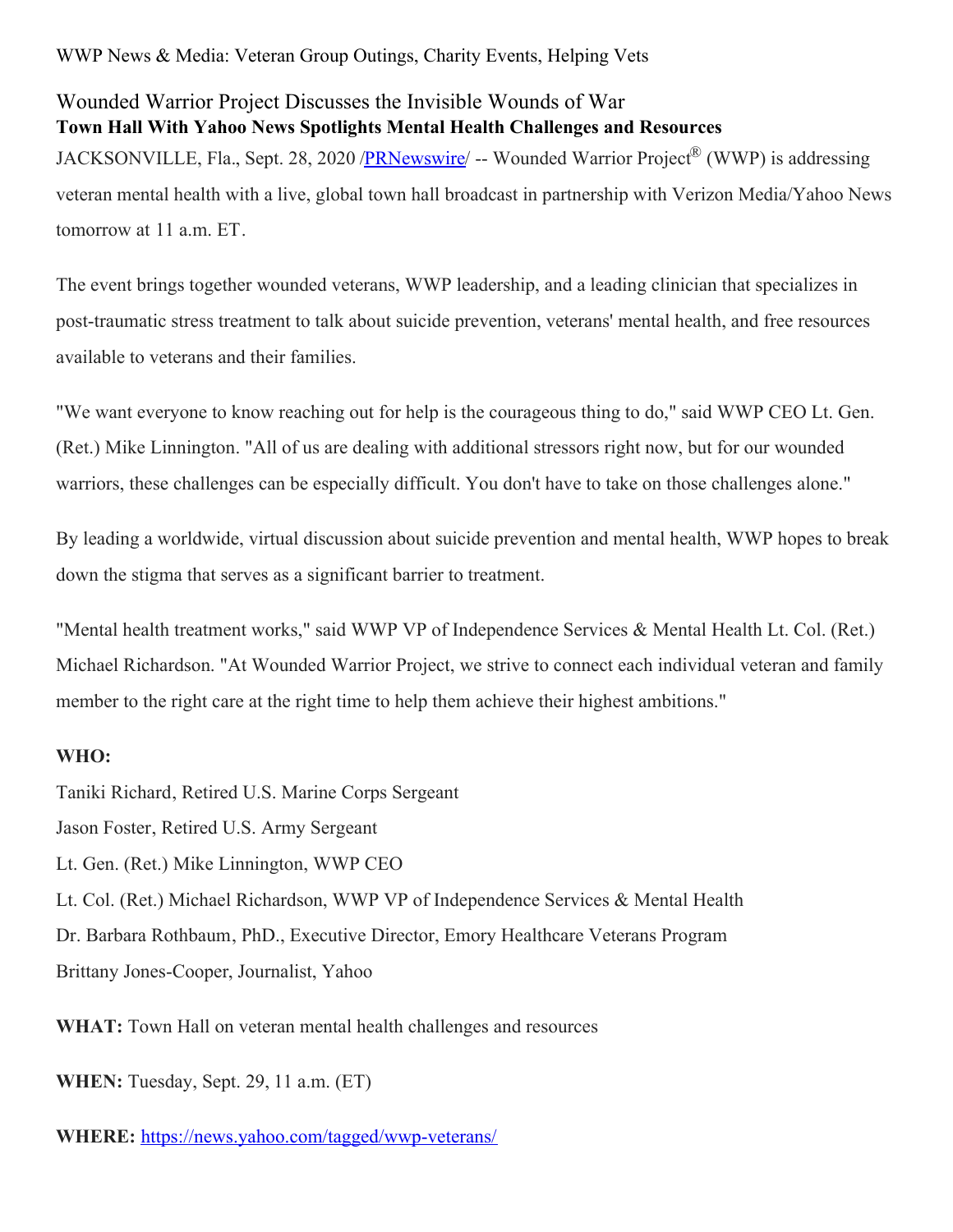WWP News & Media: Veteran Group Outings, Charity Events, Helping Vets

# Wounded Warrior Project Discusses the Invisible Wounds of War

**Town Hall With Yahoo News Spotlights Mental Health Challenges and Resources**

JACKSONVILLE, Fla., Sept. 28, 2020 /PRNewswire/ -- Wounded Warrior Project® (WWP) is addressing veteran mental health with a live, global town hall broadcast in partnership with Verizon Media/Yahoo News tomorrow at 11 a.m. ET.

The event brings together wounded veterans, WWP leadership, and a leading clinician that specializes in post-traumatic stress treatment to talk about suicide prevention, veterans' mental health, and free resources available to veterans and their families.

"We want everyone to know reaching out for help is the courageous thing to do," said WWP CEO Lt. Gen. (Ret.) Mike Linnington. "All of us are dealing with additional stressors right now, but for our wounded warriors, these challenges can be especially difficult. You don't have to take on those challenges alone."

By leading a worldwide, virtual discussion about suicide prevention and mental health, WWP hopes to break down the stigma that serves as a significant barrier to treatment.

"Mental health treatment works," said WWP VP of Independence Services & Mental Health Lt. Col. (Ret.) Michael Richardson. "At Wounded Warrior Project, we strive to connect each individual veteran and family member to the right care at the right time to help them achieve their highest ambitions."

**WHO:**

Taniki Richard, Retired U.S. Marine Corps Sergeant  
Jason Foster, Retired U.S. Army Sergeant  
Lt. Gen. (Ret.) Mike Linnington, WWP CEO  
Lt. Col. (Ret.) Michael Richardson, WWP VP of Independence Services & Mental Health  
Dr. Barbara Rothbaum, PhD., Executive Director, Emory Healthcare Veterans Program  
Brittany Jones-Cooper, Journalist, Yahoo

**WHAT:** Town Hall on veteran mental health challenges and resources

**WHEN:** Tuesday, Sept. 29, 11 a.m. (ET)

**WHERE:** https://news.yahoo.com/tagged/wwp-veterans/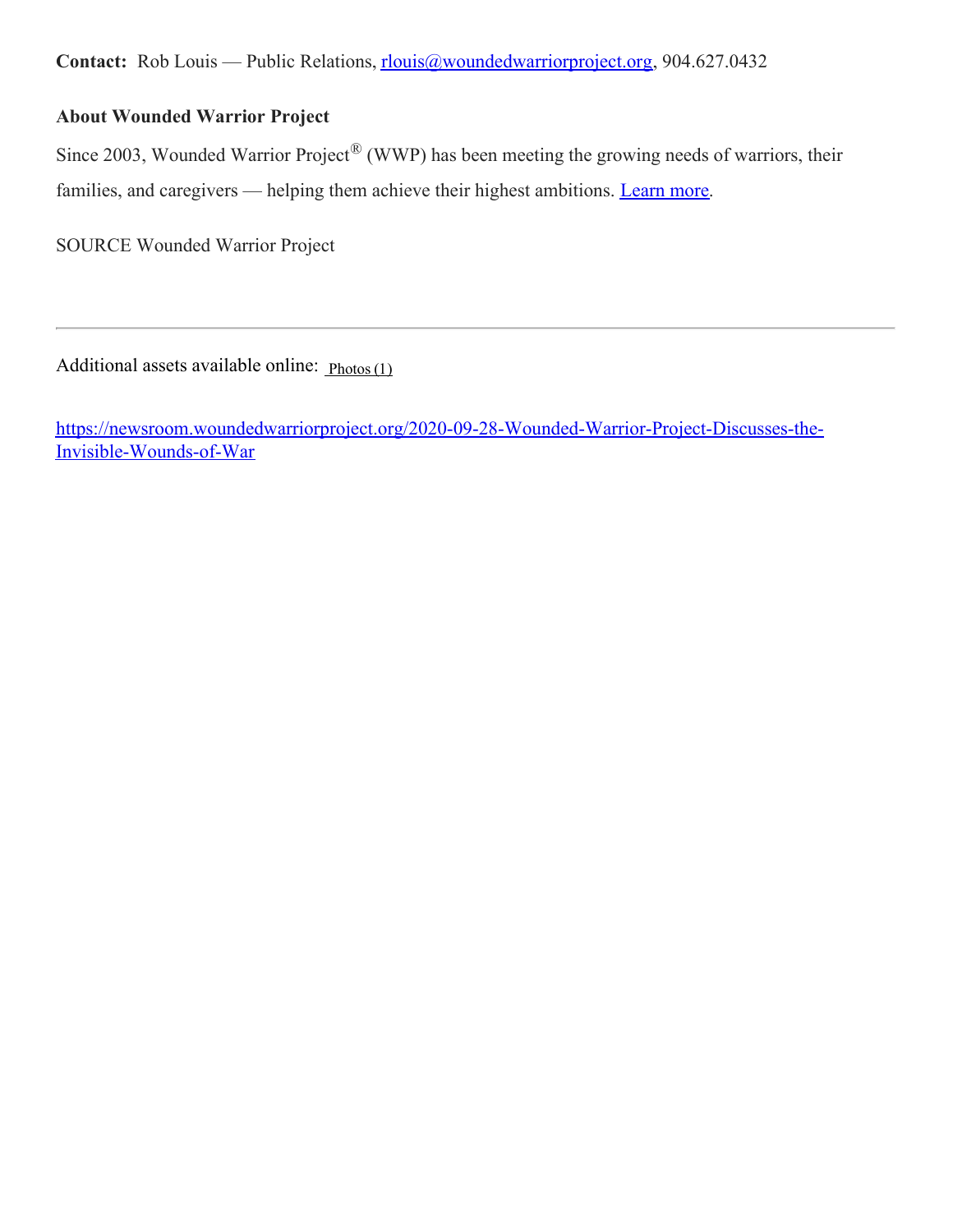**Contact:** Rob Louis — Public Relations, rlouis@woundedwarriorproject.org, 904.627.0432

### About Wounded Warrior Project

Since 2003, Wounded Warrior Project® (WWP) has been meeting the growing needs of warriors, their families, and caregivers — helping them achieve their highest ambitions. Learn more.

SOURCE Wounded Warrior Project

---

Additional assets available online: Photos (1)

https://newsroom.woundedwarriorproject.org/2020-09-28-Wounded-Warrior-Project-Discusses-the-Invisible-Wounds-of-War